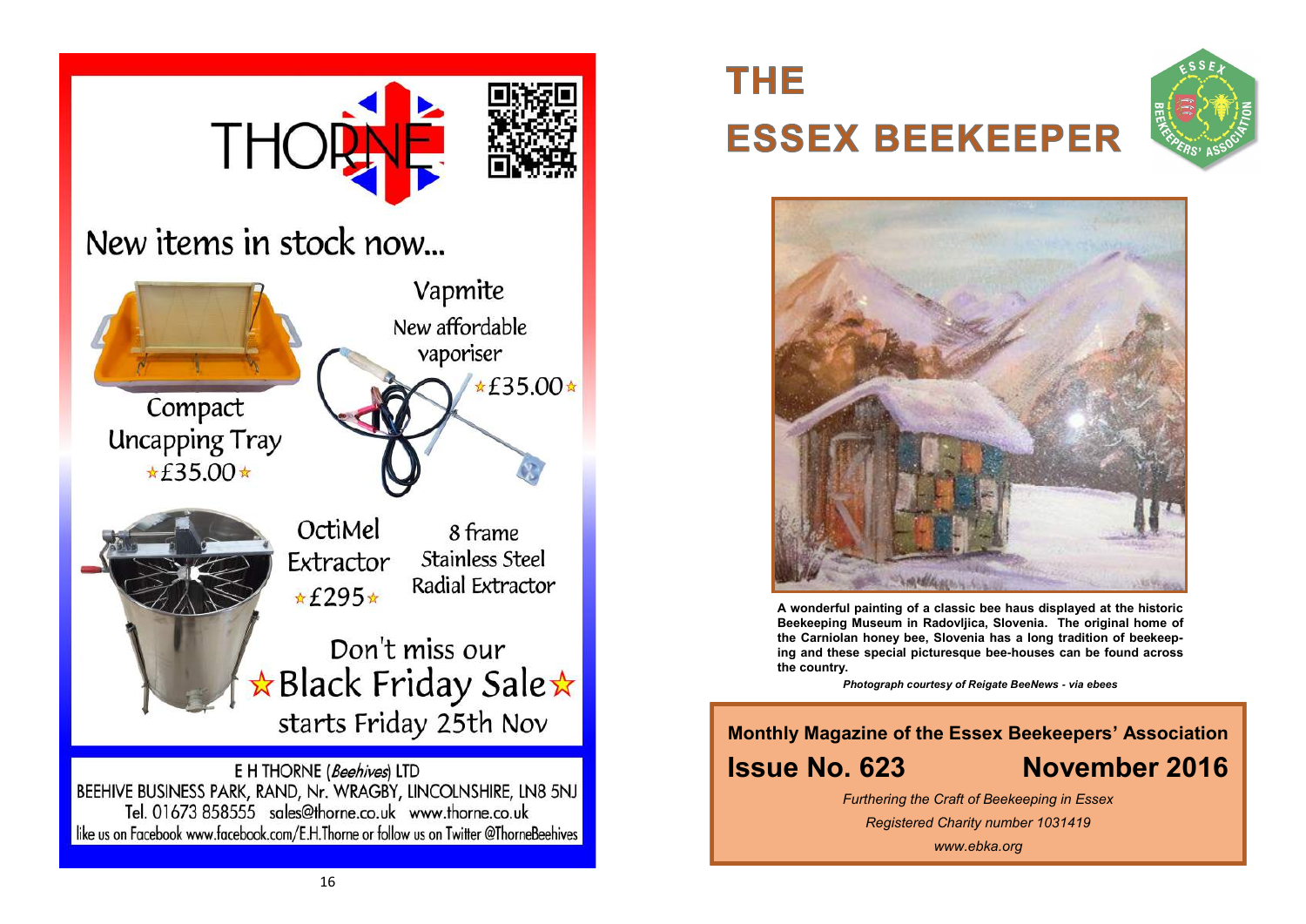THORNE

New items in stock now...

Compact Uncapping Tray
☆£35.00☆

Vapmite
New affordable vaporiser
☆£35.00☆

OctiMel Extractor
☆£295☆

8 frame Stainless Steel Radial Extractor

Don't miss our
☆Black Friday Sale☆
starts Friday 25th Nov

E H THORNE (*Beehives*) LTD
BEEHIVE BUSINESS PARK, RAND, Nr. WRAGBY, LINCOLNSHIRE, LN8 5NJ
Tel. 01673 858555 sales@thorne.co.uk www.thorne.co.uk
like us on Facebook www.facebook.com/E.H.Thorne or follow us on Twitter @ThorneBeehives

# THE ESSEX BEEKEEPER

**A wonderful painting of a classic bee haus displayed at the historic Beekeeping Museum in Radovljica, Slovenia. The original home of the Carniolan honey bee, Slovenia has a long tradition of beekeeping and these special picturesque bee-houses can be found across the country.**

***Photograph courtesy of Reigate BeeNews - via ebees***

**Monthly Magazine of the Essex Beekeepers' Association**

## Issue No. 623 — November 2016

*Furthering the Craft of Beekeeping in Essex*

*Registered Charity number 1031419*

*www.ebka.org*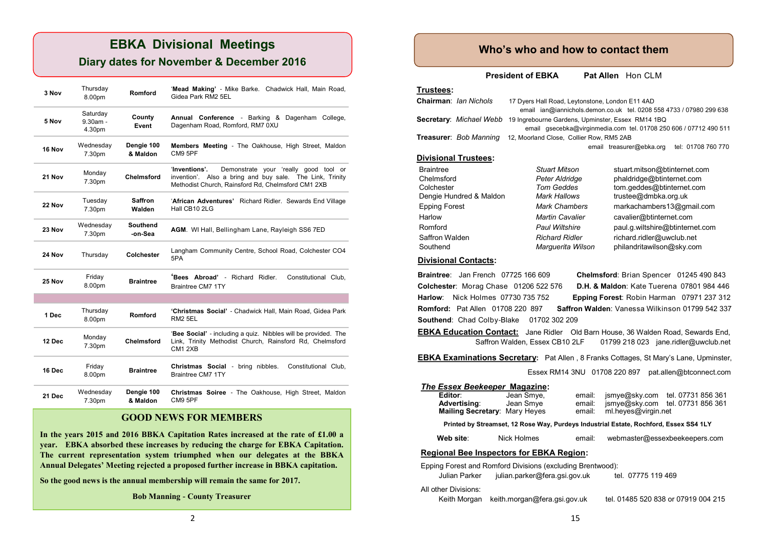# EBKA Divisional Meetings

## Diary dates for November & December 2016

| Date | Day/Time | Division | Event |
|---|---|---|---|
| 3 Nov | Thursday 8.00pm | Romford | '**Mead Making**' - Mike Barke. Chadwick Hall, Main Road, Gidea Park RM2 5EL |
| 5 Nov | Saturday 9.30am - 4.30pm | County Event | **Annual Conference** - Barking & Dagenham College, Dagenham Road, Romford, RM7 0XU |
| 16 Nov | Wednesday 7.30pm | Dengie 100 & Maldon | **Members Meeting** - The Oakhouse, High Street, Maldon CM9 5PF |
| 21 Nov | Monday 7.30pm | Chelmsford | '**Inventions**'. Demonstrate your 'really good tool or invention'. Also a bring and buy sale. The Link, Trinity Methodist Church, Rainsford Rd, Chelmsford CM1 2XB |
| 22 Nov | Tuesday 7.30pm | Saffron Walden | '**African Adventures**' Richard Ridler. Sewards End Village Hall CB10 2LG |
| 23 Nov | Wednesday 7.30pm | Southend -on-Sea | **AGM**. WI Hall, Bellingham Lane, Rayleigh SS6 7ED |
| 24 Nov | Thursday | Colchester | Langham Community Centre, School Road, Colchester CO4 5PA |
| 25 Nov | Friday 8.00pm | Braintree | '**Bees Abroad**' - Richard Ridler. Constitutional Club, Braintree CM7 1TY |
| | | | |
| 1 Dec | Thursday 8.00pm | Romford | '**Christmas Social**' - Chadwick Hall, Main Road, Gidea Park RM2 5EL |
| 12 Dec | Monday 7.30pm | Chelmsford | '**Bee Social**' - including a quiz. Nibbles will be provided. The Link, Trinity Methodist Church, Rainsford Rd, Chelmsford CM1 2XB |
| 16 Dec | Friday 8.00pm | Braintree | **Christmas Social** - bring nibbles. Constitutional Club, Braintree CM7 1TY |
| 21 Dec | Wednesday 7.30pm | Dengie 100 & Maldon | **Christmas Soiree** - The Oakhouse, High Street, Maldon CM9 5PF |

### GOOD NEWS FOR MEMBERS

**In the years 2015 and 2016 BBKA Capitation Rates increased at the rate of £1.00 a year. EBKA absorbed these increases by reducing the charge for EBKA Capitation. The current representation system triumphed when our delegates at the BBKA Annual Delegates' Meeting rejected a proposed further increase in BBKA capitation.**

**So the good news is the annual membership will remain the same for 2017.**

**Bob Manning - County Treasurer**

# Who's who and how to contact them

**President of EBKA** **Pat Allen** Hon CLM

**Trustees:**

**Chairman**: *Ian Nichols* 17 Dyers Hall Road, Leytonstone, London E11 4AD
email ian@iannichols.demon.co.uk tel. 0208 558 4733 / 07980 299 638

**Secretary**: *Michael Webb* 19 Ingrebourne Gardens, Upminster, Essex RM14 1BQ
email gsecebka@virginmedia.com tel. 01708 250 606 / 07712 490 511

**Treasurer**: *Bob Manning* 12, Moorland Close, Collier Row, RM5 2AB
email treasurer@ebka.org tel: 01708 760 770

**Divisional Trustees:**

| Division | Trustee | Email |
|---|---|---|
| Braintree | *Stuart Mitson* | stuart.mitson@btinternet.com |
| Chelmsford | *Peter Aldridge* | phaldridge@btinternet.com |
| Colchester | *Tom Geddes* | tom.geddes@btinternet.com |
| Dengie Hundred & Maldon | *Mark Hallows* | trustee@dmbka.org.uk |
| Epping Forest | *Mark Chambers* | markachambers13@gmail.com |
| Harlow | *Martin Cavalier* | cavalier@btinternet.com |
| Romford | *Paul Wiltshire* | paul.g.wiltshire@btinternet.com |
| Saffron Walden | *Richard Ridler* | richard.ridler@uwclub.net |
| Southend | *Marguerita Wilson* | philandritawilson@sky.com |

**Divisional Contacts:**

**Braintree**: Jan French 07725 166 609
**Chelmsford**: Brian Spencer 01245 490 843
**Colchester**: Morag Chase 01206 522 576
**D.H. & Maldon**: Kate Tuerena 07801 984 446
**Harlow**: Nick Holmes 07730 735 752
**Epping Forest**: Robin Harman 07971 237 312
**Romford:** Pat Allen 01708 220 897
**Saffron Walden**: Vanessa Wilkinson 01799 542 337
**Southend**: Chad Colby-Blake 01702 302 209

**EBKA Education Contact:** Jane Ridler Old Barn House, 36 Walden Road, Sewards End, Saffron Walden, Essex CB10 2LF 01799 218 023 jane.ridler@uwclub.net

**EBKA Examinations Secretary:** Pat Allen , 8 Franks Cottages, St Mary's Lane, Upminster, Essex RM14 3NU 01708 220 897 pat.allen@btconnect.com

***The Essex Beekeeper* Magazine:**

| | | | |
|---|---|---|---|
| **Editor**: | Jean Smye, | email: jsmye@sky.com | tel. 07731 856 361 |
| **Advertising**: | Jean Smye | email: jsmye@sky.com | tel. 07731 856 361 |
| **Mailing Secretary**: | Mary Heyes | email: ml.heyes@virgin.net | |

**Printed by Streamset, 12 Rose Way, Purdeys Industrial Estate, Rochford, Essex SS4 1LY**

**Web site**: Nick Holmes email: webmaster@essexbeekeepers.com

**Regional Bee Inspectors for EBKA Region:**

Epping Forest and Romford Divisions (excluding Brentwood):
Julian Parker julian.parker@fera.gsi.gov.uk tel. 07775 119 469

All other Divisions:
Keith Morgan keith.morgan@fera.gsi.gov.uk tel. 01485 520 838 or 07919 004 215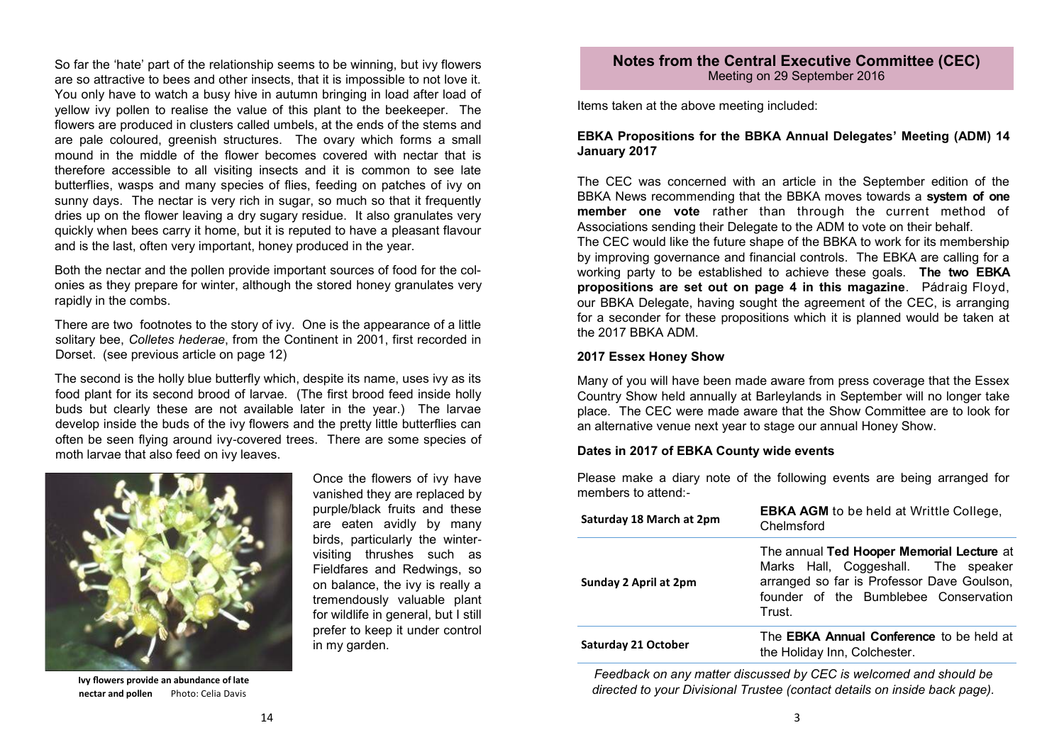So far the 'hate' part of the relationship seems to be winning, but ivy flowers are so attractive to bees and other insects, that it is impossible to not love it. You only have to watch a busy hive in autumn bringing in load after load of yellow ivy pollen to realise the value of this plant to the beekeeper. The flowers are produced in clusters called umbels, at the ends of the stems and are pale coloured, greenish structures. The ovary which forms a small mound in the middle of the flower becomes covered with nectar that is therefore accessible to all visiting insects and it is common to see late butterflies, wasps and many species of flies, feeding on patches of ivy on sunny days. The nectar is very rich in sugar, so much so that it frequently dries up on the flower leaving a dry sugary residue. It also granulates very quickly when bees carry it home, but it is reputed to have a pleasant flavour and is the last, often very important, honey produced in the year.

Both the nectar and the pollen provide important sources of food for the colonies as they prepare for winter, although the stored honey granulates very rapidly in the combs.

There are two footnotes to the story of ivy. One is the appearance of a little solitary bee, *Colletes hederae*, from the Continent in 2001, first recorded in Dorset. (see previous article on page 12)

The second is the holly blue butterfly which, despite its name, uses ivy as its food plant for its second brood of larvae. (The first brood feed inside holly buds but clearly these are not available later in the year.) The larvae develop inside the buds of the ivy flowers and the pretty little butterflies can often be seen flying around ivy-covered trees. There are some species of moth larvae that also feed on ivy leaves.

**Ivy flowers provide an abundance of late nectar and pollen** Photo: Celia Davis

Once the flowers of ivy have vanished they are replaced by purple/black fruits and these are eaten avidly by many birds, particularly the winter-visiting thrushes such as Fieldfares and Redwings, so on balance, the ivy is really a tremendously valuable plant for wildlife in general, but I still prefer to keep it under control in my garden.

## Notes from the Central Executive Committee (CEC)

Meeting on 29 September 2016

Items taken at the above meeting included:

### EBKA Propositions for the BBKA Annual Delegates' Meeting (ADM) 14 January 2017

The CEC was concerned with an article in the September edition of the BBKA News recommending that the BBKA moves towards a **system of one member one vote** rather than through the current method of Associations sending their Delegate to the ADM to vote on their behalf.
The CEC would like the future shape of the BBKA to work for its membership by improving governance and financial controls. The EBKA are calling for a working party to be established to achieve these goals. **The two EBKA propositions are set out on page 4 in this magazine**. Pádraig Floyd, our BBKA Delegate, having sought the agreement of the CEC, is arranging for a seconder for these propositions which it is planned would be taken at the 2017 BBKA ADM.

### 2017 Essex Honey Show

Many of you will have been made aware from press coverage that the Essex Country Show held annually at Barleylands in September will no longer take place. The CEC were made aware that the Show Committee are to look for an alternative venue next year to stage our annual Honey Show.

### Dates in 2017 of EBKA County wide events

Please make a diary note of the following events are being arranged for members to attend:-

| | |
|---|---|
| **Saturday 18 March at 2pm** | **EBKA AGM** to be held at Writtle College, Chelmsford |
| **Sunday 2 April at 2pm** | The annual **Ted Hooper Memorial Lecture** at Marks Hall, Coggeshall. The speaker arranged so far is Professor Dave Goulson, founder of the Bumblebee Conservation Trust. |
| **Saturday 21 October** | The **EBKA Annual Conference** to be held at the Holiday Inn, Colchester. |

*Feedback on any matter discussed by CEC is welcomed and should be directed to your Divisional Trustee (contact details on inside back page).*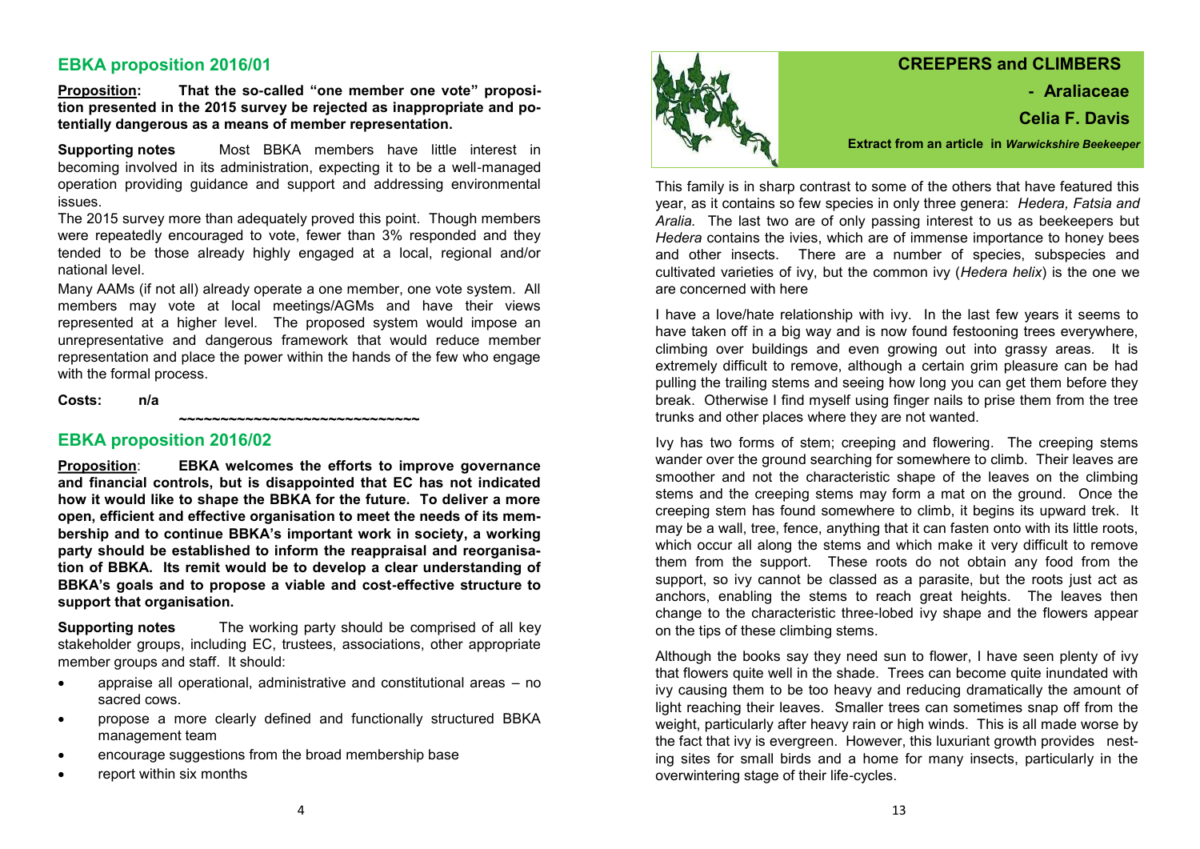## EBKA proposition 2016/01

**Proposition: That the so-called "one member one vote" proposition presented in the 2015 survey be rejected as inappropriate and potentially dangerous as a means of member representation.**

**Supporting notes** Most BBKA members have little interest in becoming involved in its administration, expecting it to be a well-managed operation providing guidance and support and addressing environmental issues.

The 2015 survey more than adequately proved this point. Though members were repeatedly encouraged to vote, fewer than 3% responded and they tended to be those already highly engaged at a local, regional and/or national level.

Many AAMs (if not all) already operate a one member, one vote system. All members may vote at local meetings/AGMs and have their views represented at a higher level. The proposed system would impose an unrepresentative and dangerous framework that would reduce member representation and place the power within the hands of the few who engage with the formal process.

**Costs: n/a**

~~~~~~~~~~~~~~~~~~~~~~~~~~~~~~

## EBKA proposition 2016/02

**Proposition: EBKA welcomes the efforts to improve governance and financial controls, but is disappointed that EC has not indicated how it would like to shape the BBKA for the future. To deliver a more open, efficient and effective organisation to meet the needs of its membership and to continue BBKA's important work in society, a working party should be established to inform the reappraisal and reorganisation of BBKA. Its remit would be to develop a clear understanding of BBKA's goals and to propose a viable and cost-effective structure to support that organisation.**

**Supporting notes** The working party should be comprised of all key stakeholder groups, including EC, trustees, associations, other appropriate member groups and staff. It should:

- appraise all operational, administrative and constitutional areas – no sacred cows.
- propose a more clearly defined and functionally structured BBKA management team
- encourage suggestions from the broad membership base
- report within six months

## CREEPERS and CLIMBERS

### - Araliaceae

**Celia F. Davis**

**Extract from an article in *Warwickshire Beekeeper***

This family is in sharp contrast to some of the others that have featured this year, as it contains so few species in only three genera: *Hedera, Fatsia and Aralia.* The last two are of only passing interest to us as beekeepers but *Hedera* contains the ivies, which are of immense importance to honey bees and other insects. There are a number of species, subspecies and cultivated varieties of ivy, but the common ivy (*Hedera helix*) is the one we are concerned with here

I have a love/hate relationship with ivy. In the last few years it seems to have taken off in a big way and is now found festooning trees everywhere, climbing over buildings and even growing out into grassy areas. It is extremely difficult to remove, although a certain grim pleasure can be had pulling the trailing stems and seeing how long you can get them before they break. Otherwise I find myself using finger nails to prise them from the tree trunks and other places where they are not wanted.

Ivy has two forms of stem; creeping and flowering. The creeping stems wander over the ground searching for somewhere to climb. Their leaves are smoother and not the characteristic shape of the leaves on the climbing stems and the creeping stems may form a mat on the ground. Once the creeping stem has found somewhere to climb, it begins its upward trek. It may be a wall, tree, fence, anything that it can fasten onto with its little roots, which occur all along the stems and which make it very difficult to remove them from the support. These roots do not obtain any food from the support, so ivy cannot be classed as a parasite, but the roots just act as anchors, enabling the stems to reach great heights. The leaves then change to the characteristic three-lobed ivy shape and the flowers appear on the tips of these climbing stems.

Although the books say they need sun to flower, I have seen plenty of ivy that flowers quite well in the shade. Trees can become quite inundated with ivy causing them to be too heavy and reducing dramatically the amount of light reaching their leaves. Smaller trees can sometimes snap off from the weight, particularly after heavy rain or high winds. This is all made worse by the fact that ivy is evergreen. However, this luxuriant growth provides nesting sites for small birds and a home for many insects, particularly in the overwintering stage of their life-cycles.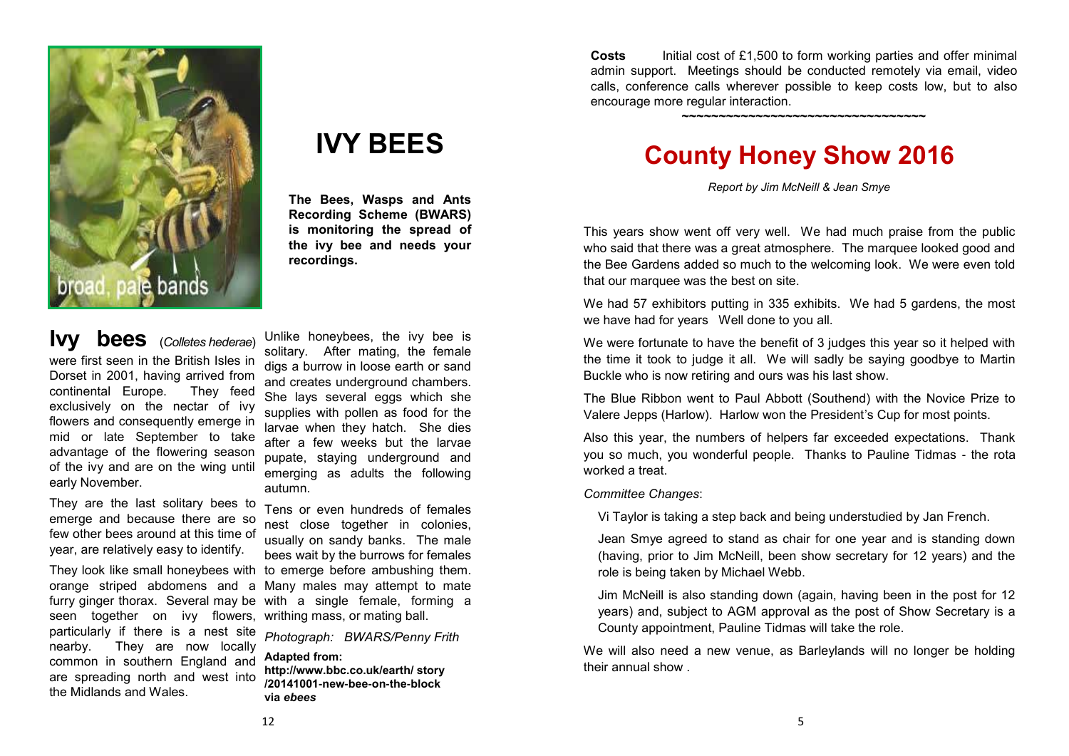# IVY BEES

**The Bees, Wasps and Ants Recording Scheme (BWARS) is monitoring the spread of the ivy bee and needs your recordings.**

**Ivy bees** (*Colletes hederae*) were first seen in the British Isles in Dorset in 2001, having arrived from continental Europe. They feed exclusively on the nectar of ivy flowers and consequently emerge in mid or late September to take advantage of the flowering season of the ivy and are on the wing until early November.

They are the last solitary bees to emerge and because there are so few other bees around at this time of year, are relatively easy to identify.

They look like small honeybees with orange striped abdomens and a furry ginger thorax. Several may be seen together on ivy flowers, particularly if there is a nest site nearby. They are now locally common in southern England and are spreading north and west into the Midlands and Wales.

Unlike honeybees, the ivy bee is solitary. After mating, the female digs a burrow in loose earth or sand and creates underground chambers. She lays several eggs which she supplies with pollen as food for the larvae when they hatch. She dies after a few weeks but the larvae pupate, staying underground and emerging as adults the following autumn.

Tens or even hundreds of females nest close together in colonies, usually on sandy banks. The male bees wait by the burrows for females to emerge before ambushing them. Many males may attempt to mate with a single female, forming a writhing mass, or mating ball.

*Photograph: BWARS/Penny Frith*

**Adapted from: http://www.bbc.co.uk/earth/ story /20141001-new-bee-on-the-block via *ebees***

**Costs** Initial cost of £1,500 to form working parties and offer minimal admin support. Meetings should be conducted remotely via email, video calls, conference calls wherever possible to keep costs low, but to also encourage more regular interaction.

~~~~~~~~~~~~~~~~~~~~~~~~~~~~~~~~~~

# County Honey Show 2016

*Report by Jim McNeill & Jean Smye*

This years show went off very well. We had much praise from the public who said that there was a great atmosphere. The marquee looked good and the Bee Gardens added so much to the welcoming look. We were even told that our marquee was the best on site.

We had 57 exhibitors putting in 335 exhibits. We had 5 gardens, the most we have had for years Well done to you all.

We were fortunate to have the benefit of 3 judges this year so it helped with the time it took to judge it all. We will sadly be saying goodbye to Martin Buckle who is now retiring and ours was his last show.

The Blue Ribbon went to Paul Abbott (Southend) with the Novice Prize to Valere Jepps (Harlow). Harlow won the President's Cup for most points.

Also this year, the numbers of helpers far exceeded expectations. Thank you so much, you wonderful people. Thanks to Pauline Tidmas - the rota worked a treat.

*Committee Changes*:

Vi Taylor is taking a step back and being understudied by Jan French.

Jean Smye agreed to stand as chair for one year and is standing down (having, prior to Jim McNeill, been show secretary for 12 years) and the role is being taken by Michael Webb.

Jim McNeill is also standing down (again, having been in the post for 12 years) and, subject to AGM approval as the post of Show Secretary is a County appointment, Pauline Tidmas will take the role.

We will also need a new venue, as Barleylands will no longer be holding their annual show .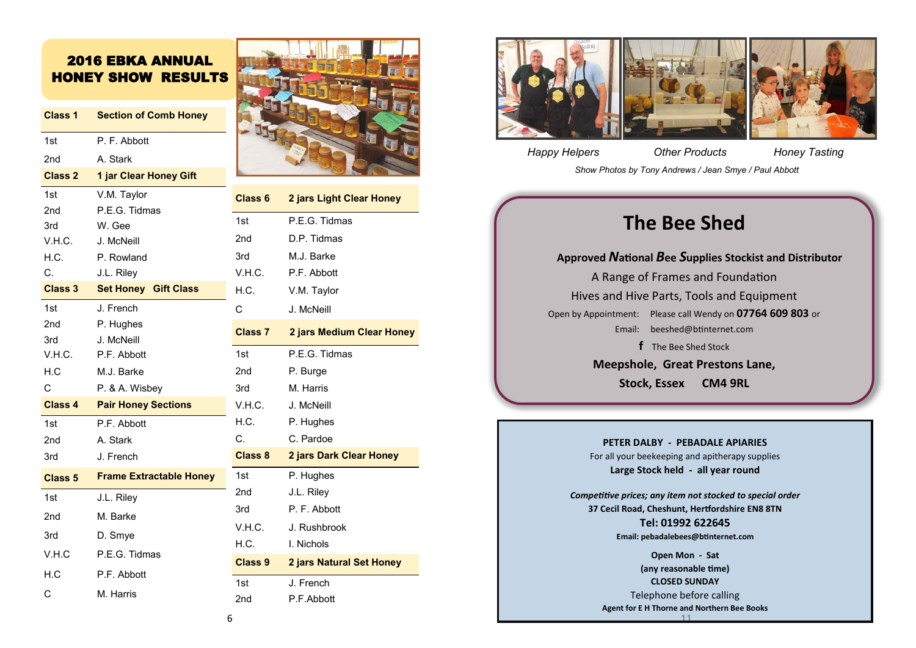## 2016 EBKA ANNUAL HONEY SHOW RESULTS

| Class 1 | Section of Comb Honey |
|---|---|
| 1st | P. F. Abbott |
| 2nd | A. Stark |

| Class 2 | 1 jar Clear Honey Gift |
|---|---|
| 1st | V.M. Taylor |
| 2nd | P.E.G. Tidmas |
| 3rd | W. Gee |
| V.H.C. | J. McNeill |
| H.C. | P. Rowland |
| C. | J.L. Riley |

| Class 3 | Set Honey Gift Class |
|---|---|
| 1st | J. French |
| 2nd | P. Hughes |
| 3rd | J. McNeill |
| V.H.C. | P.F. Abbott |
| H.C | M.J. Barke |
| C | P. & A. Wisbey |

| Class 4 | Pair Honey Sections |
|---|---|
| 1st | P.F. Abbott |
| 2nd | A. Stark |
| 3rd | J. French |

| Class 5 | Frame Extractable Honey |
|---|---|
| 1st | J.L. Riley |
| 2nd | M. Barke |
| 3rd | D. Smye |
| V.H.C | P.E.G. Tidmas |
| H.C | P.F. Abbott |
| C | M. Harris |

| Class 6 | 2 jars Light Clear Honey |
|---|---|
| 1st | P.E.G. Tidmas |
| 2nd | D.P. Tidmas |
| 3rd | M.J. Barke |
| V.H.C. | P.F. Abbott |
| H.C. | V.M. Taylor |
| C | J. McNeill |

| Class 7 | 2 jars Medium Clear Honey |
|---|---|
| 1st | P.E.G. Tidmas |
| 2nd | P. Burge |
| 3rd | M. Harris |
| V.H.C. | J. McNeill |
| H.C. | P. Hughes |
| C. | C. Pardoe |

| Class 8 | 2 jars Dark Clear Honey |
|---|---|
| 1st | P. Hughes |
| 2nd | J.L. Riley |
| 3rd | P. F. Abbott |
| V.H.C. | J. Rushbrook |
| H.C. | I. Nichols |

| Class 9 | 2 jars Natural Set Honey |
|---|---|
| 1st | J. French |
| 2nd | P.F.Abbott |

*Happy Helpers* *Other Products* *Honey Tasting*

*Show Photos by Tony Andrews / Jean Smye / Paul Abbott*

# The Bee Shed

**Approved National Bee Supplies Stockist and Distributor**

A Range of Frames and Foundation

Hives and Hive Parts, Tools and Equipment

Open by Appointment: Please call Wendy on **07764 609 803** or

Email: beeshed@btinternet.com

f The Bee Shed Stock

**Meepshole, Great Prestons Lane,**

**Stock, Essex CM4 9RL**

**PETER DALBY - PEBADALE APIARIES**

For all your beekeeping and apitherapy supplies

**Large Stock held - all year round**

***Competitive prices; any item not stocked to special order***

**37 Cecil Road, Cheshunt, Hertfordshire EN8 8TN**

**Tel: 01992 622645**

**Email: pebadalebees@btinternet.com**

**Open Mon - Sat**

**(any reasonable time)**

**CLOSED SUNDAY**

Telephone before calling

**Agent for E H Thorne and Northern Bee Books**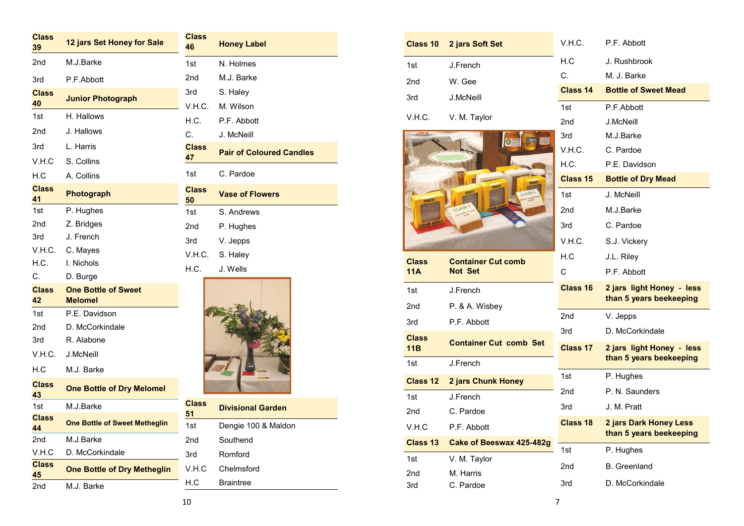| Class 39 | 12 jars Set Honey for Sale |
|---|---|
| 2nd | M.J.Barke |
| 3rd | P.F.Abbott |

| Class 40 | Junior Photograph |
|---|---|
| 1st | H. Hallows |
| 2nd | J. Hallows |
| 3rd | L. Harris |
| V.H.C | S. Collins |
| H.C | A. Collins |

| Class 41 | Photograph |
|---|---|
| 1st | P. Hughes |
| 2nd | Z. Bridges |
| 3rd | J. French |
| V.H.C. | C. Mayes |
| H.C. | I. Nichols |
| C. | D. Burge |

| Class 42 | One Bottle of Sweet Melomel |
|---|---|
| 1st | P.E. Davidson |
| 2nd | D. McCorkindale |
| 3rd | R. Alabone |
| V.H.C. | J.McNeill |
| H.C | M.J. Barke |

| Class 43 | One Bottle of Dry Melomel |
|---|---|
| 1st | M.J.Barke |

| Class 44 | One Bottle of Sweet Metheglin |
|---|---|
| 2nd | M.J.Barke |
| V.H.C | D. McCorkindale |

| Class 45 | One Bottle of Dry Metheglin |
|---|---|
| 2nd | M.J. Barke |

| Class 46 | Honey Label |
|---|---|
| 1st | N. Holmes |
| 2nd | M.J. Barke |
| 3rd | S. Haley |
| V.H.C. | M. Wilson |
| H.C. | P.F. Abbott |
| C. | J. McNeill |

| Class 47 | Pair of Coloured Candles |
|---|---|
| 1st | C. Pardoe |

| Class 50 | Vase of Flowers |
|---|---|
| 1st | S. Andrews |
| 2nd | P. Hughes |
| 3rd | V. Jepps |
| V.H.C. | S. Haley |
| H.C. | J. Wells |

| Class 51 | Divisional Garden |
|---|---|
| 1st | Dengie 100 & Maldon |
| 2nd | Southend |
| 3rd | Romford |
| V.H.C | Chelmsford |
| H.C | Braintree |

| Class 10 | 2 jars Soft Set |
|---|---|
| 1st | J.French |
| 2nd | W. Gee |
| 3rd | J.McNeill |
| V.H.C. | V. M. Taylor |
| V.H.C. | P.F. Abbott |
| H.C | J. Rushbrook |
| C. | M. J. Barke |

| Class 11A | Container Cut comb Not Set |
|---|---|
| 1st | J.French |
| 2nd | P. & A. Wisbey |
| 3rd | P.F. Abbott |

| Class 11B | Container Cut comb Set |
|---|---|
| 1st | J.French |

| Class 12 | 2 jars Chunk Honey |
|---|---|
| 1st | J.French |
| 2nd | C. Pardoe |
| V.H.C | P.F. Abbott |

| Class 13 | Cake of Beeswax 425-482g |
|---|---|
| 1st | V. M. Taylor |
| 2nd | M. Harris |
| 3rd | C. Pardoe |

| Class 14 | Bottle of Sweet Mead |
|---|---|
| 1st | P.F.Abbott |
| 2nd | J.McNeill |
| 3rd | M.J.Barke |
| V.H.C. | C. Pardoe |
| H.C. | P.E. Davidson |

| Class 15 | Bottle of Dry Mead |
|---|---|
| 1st | J. McNeill |
| 2nd | M.J.Barke |
| 3rd | C. Pardoe |
| V.H.C. | S.J. Vickery |
| H.C | J.L. Riley |
| C | P.F. Abbott |

| Class 16 | 2 jars light Honey - less than 5 years beekeeping |
|---|---|
| 2nd | V. Jepps |
| 3rd | D. McCorkindale |

| Class 17 | 2 jars light Honey - less than 5 years beekeeping |
|---|---|
| 1st | P. Hughes |
| 2nd | P. N. Saunders |
| 3rd | J. M. Pratt |

| Class 18 | 2 jars Dark Honey Less than 5 years beekeeping |
|---|---|
| 1st | P. Hughes |
| 2nd | B. Greenland |
| 3rd | D. McCorkindale |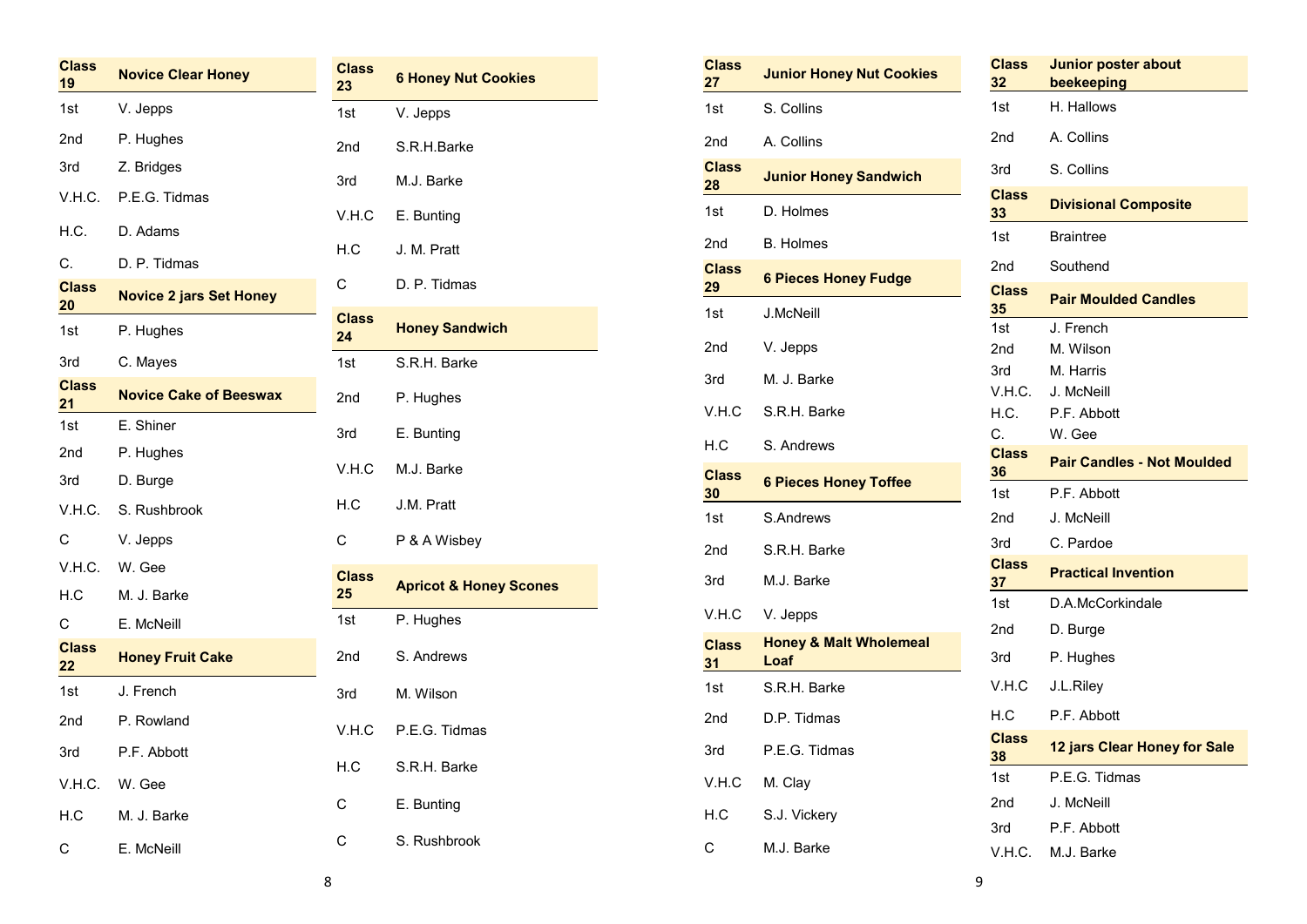| Class 19 | Novice Clear Honey |
|---|---|
| 1st | V. Jepps |
| 2nd | P. Hughes |
| 3rd | Z. Bridges |
| V.H.C. | P.E.G. Tidmas |
| H.C. | D. Adams |
| C. | D. P. Tidmas |

| Class 20 | Novice 2 jars Set Honey |
|---|---|
| 1st | P. Hughes |
| 3rd | C. Mayes |

| Class 21 | Novice Cake of Beeswax |
|---|---|
| 1st | E. Shiner |
| 2nd | P. Hughes |
| 3rd | D. Burge |
| V.H.C. | S. Rushbrook |
| C | V. Jepps |
| V.H.C. | W. Gee |
| H.C | M. J. Barke |
| C | E. McNeill |

| Class 22 | Honey Fruit Cake |
|---|---|
| 1st | J. French |
| 2nd | P. Rowland |
| 3rd | P.F. Abbott |
| V.H.C. | W. Gee |
| H.C | M. J. Barke |
| C | E. McNeill |

| Class 23 | 6 Honey Nut Cookies |
|---|---|
| 1st | V. Jepps |
| 2nd | S.R.H.Barke |
| 3rd | M.J. Barke |
| V.H.C | E. Bunting |
| H.C | J. M. Pratt |
| C | D. P. Tidmas |

| Class 24 | Honey Sandwich |
|---|---|
| 1st | S.R.H. Barke |
| 2nd | P. Hughes |
| 3rd | E. Bunting |
| V.H.C | M.J. Barke |
| H.C | J.M. Pratt |
| C | P & A Wisbey |

| Class 25 | Apricot & Honey Scones |
|---|---|
| 1st | P. Hughes |
| 2nd | S. Andrews |
| 3rd | M. Wilson |
| V.H.C | P.E.G. Tidmas |
| H.C | S.R.H. Barke |
| C | E. Bunting |
| C | S. Rushbrook |

| Class 27 | Junior Honey Nut Cookies |
|---|---|
| 1st | S. Collins |
| 2nd | A. Collins |

| Class 28 | Junior Honey Sandwich |
|---|---|
| 1st | D. Holmes |
| 2nd | B. Holmes |

| Class 29 | 6 Pieces Honey Fudge |
|---|---|
| 1st | J.McNeill |
| 2nd | V. Jepps |
| 3rd | M. J. Barke |
| V.H.C | S.R.H. Barke |
| H.C | S. Andrews |

| Class 30 | 6 Pieces Honey Toffee |
|---|---|
| 1st | S.Andrews |
| 2nd | S.R.H. Barke |
| 3rd | M.J. Barke |
| V.H.C | V. Jepps |

| Class 31 | Honey & Malt Wholemeal Loaf |
|---|---|
| 1st | S.R.H. Barke |
| 2nd | D.P. Tidmas |
| 3rd | P.E.G. Tidmas |
| V.H.C | M. Clay |
| H.C | S.J. Vickery |
| C | M.J. Barke |

| Class 32 | Junior poster about beekeeping |
|---|---|
| 1st | H. Hallows |
| 2nd | A. Collins |
| 3rd | S. Collins |

| Class 33 | Divisional Composite |
|---|---|
| 1st | Braintree |
| 2nd | Southend |

| Class 35 | Pair Moulded Candles |
|---|---|
| 1st | J. French |
| 2nd | M. Wilson |
| 3rd | M. Harris |
| V.H.C. | J. McNeill |
| H.C. | P.F. Abbott |
| C. | W. Gee |

| Class 36 | Pair Candles - Not Moulded |
|---|---|
| 1st | P.F. Abbott |
| 2nd | J. McNeill |
| 3rd | C. Pardoe |

| Class 37 | Practical Invention |
|---|---|
| 1st | D.A.McCorkindale |
| 2nd | D. Burge |
| 3rd | P. Hughes |
| V.H.C | J.L.Riley |
| H.C | P.F. Abbott |

| Class 38 | 12 jars Clear Honey for Sale |
|---|---|
| 1st | P.E.G. Tidmas |
| 2nd | J. McNeill |
| 3rd | P.F. Abbott |
| V.H.C. | M.J. Barke |